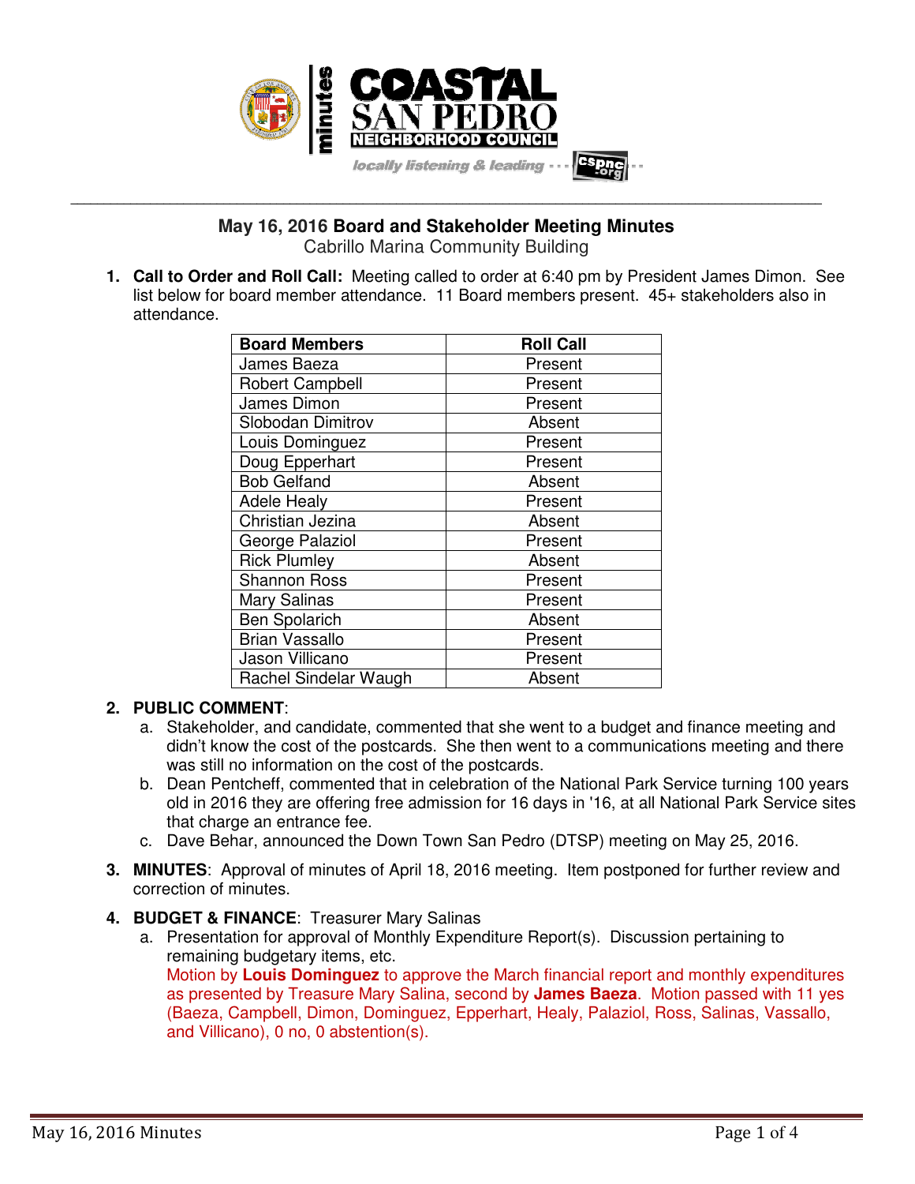# May 16, 2016 Board and Stakeholder Meeting Minutes

Cabrillo Marina Community Building

1. **Call to Order and Roll Call:** Meeting called to order at 6:40 pm by President James Dimon. See list below for board member attendance. 11 Board members present. 45+ stakeholders also in attendance.

| Board Members | Roll Call |
|---|---|
| James Baeza | Present |
| Robert Campbell | Present |
| James Dimon | Present |
| Slobodan Dimitrov | Absent |
| Louis Dominguez | Present |
| Doug Epperhart | Present |
| Bob Gelfand | Absent |
| Adele Healy | Present |
| Christian Jezina | Absent |
| George Palaziol | Present |
| Rick Plumley | Absent |
| Shannon Ross | Present |
| Mary Salinas | Present |
| Ben Spolarich | Absent |
| Brian Vassallo | Present |
| Jason Villicano | Present |
| Rachel Sindelar Waugh | Absent |

2. **PUBLIC COMMENT**:
   a. Stakeholder, and candidate, commented that she went to a budget and finance meeting and didn't know the cost of the postcards. She then went to a communications meeting and there was still no information on the cost of the postcards.
   b. Dean Pentcheff, commented that in celebration of the National Park Service turning 100 years old in 2016 they are offering free admission for 16 days in '16, at all National Park Service sites that charge an entrance fee.
   c. Dave Behar, announced the Down Town San Pedro (DTSP) meeting on May 25, 2016.

3. **MINUTES**: Approval of minutes of April 18, 2016 meeting. Item postponed for further review and correction of minutes.

4. **BUDGET & FINANCE**: Treasurer Mary Salinas
   a. Presentation for approval of Monthly Expenditure Report(s). Discussion pertaining to remaining budgetary items, etc.
   Motion by **Louis Dominguez** to approve the March financial report and monthly expenditures as presented by Treasure Mary Salina, second by **James Baeza**. Motion passed with 11 yes (Baeza, Campbell, Dimon, Dominguez, Epperhart, Healy, Palaziol, Ross, Salinas, Vassallo, and Villicano), 0 no, 0 abstention(s).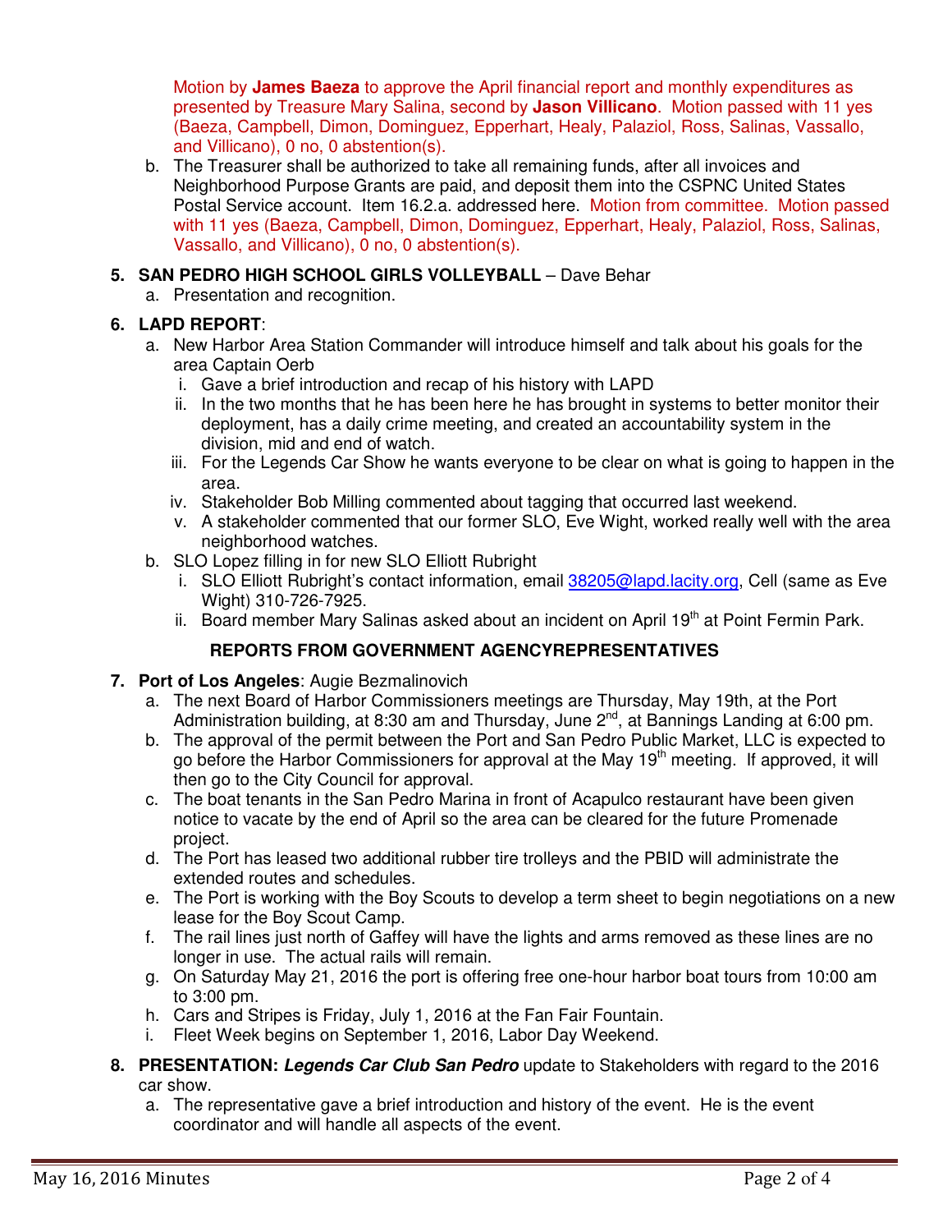Motion by **James Baeza** to approve the April financial report and monthly expenditures as presented by Treasure Mary Salina, second by **Jason Villicano**. Motion passed with 11 yes (Baeza, Campbell, Dimon, Dominguez, Epperhart, Healy, Palaziol, Ross, Salinas, Vassallo, and Villicano), 0 no, 0 abstention(s).

b. The Treasurer shall be authorized to take all remaining funds, after all invoices and Neighborhood Purpose Grants are paid, and deposit them into the CSPNC United States Postal Service account. Item 16.2.a. addressed here. Motion from committee. Motion passed with 11 yes (Baeza, Campbell, Dimon, Dominguez, Epperhart, Healy, Palaziol, Ross, Salinas, Vassallo, and Villicano), 0 no, 0 abstention(s).

5. **SAN PEDRO HIGH SCHOOL GIRLS VOLLEYBALL** – Dave Behar
   a. Presentation and recognition.

6. **LAPD REPORT**:
   a. New Harbor Area Station Commander will introduce himself and talk about his goals for the area Captain Oerb
      i. Gave a brief introduction and recap of his history with LAPD
      ii. In the two months that he has been here he has brought in systems to better monitor their deployment, has a daily crime meeting, and created an accountability system in the division, mid and end of watch.
      iii. For the Legends Car Show he wants everyone to be clear on what is going to happen in the area.
      iv. Stakeholder Bob Milling commented about tagging that occurred last weekend.
      v. A stakeholder commented that our former SLO, Eve Wight, worked really well with the area neighborhood watches.
   b. SLO Lopez filling in for new SLO Elliott Rubright
      i. SLO Elliott Rubright's contact information, email 38205@lapd.lacity.org, Cell (same as Eve Wight) 310-726-7925.
      ii. Board member Mary Salinas asked about an incident on April 19th at Point Fermin Park.

**REPORTS FROM GOVERNMENT AGENCYREPRESENTATIVES**

7. **Port of Los Angeles**: Augie Bezmalinovich
   a. The next Board of Harbor Commissioners meetings are Thursday, May 19th, at the Port Administration building, at 8:30 am and Thursday, June 2nd, at Bannings Landing at 6:00 pm.
   b. The approval of the permit between the Port and San Pedro Public Market, LLC is expected to go before the Harbor Commissioners for approval at the May 19th meeting. If approved, it will then go to the City Council for approval.
   c. The boat tenants in the San Pedro Marina in front of Acapulco restaurant have been given notice to vacate by the end of April so the area can be cleared for the future Promenade project.
   d. The Port has leased two additional rubber tire trolleys and the PBID will administrate the extended routes and schedules.
   e. The Port is working with the Boy Scouts to develop a term sheet to begin negotiations on a new lease for the Boy Scout Camp.
   f. The rail lines just north of Gaffey will have the lights and arms removed as these lines are no longer in use. The actual rails will remain.
   g. On Saturday May 21, 2016 the port is offering free one-hour harbor boat tours from 10:00 am to 3:00 pm.
   h. Cars and Stripes is Friday, July 1, 2016 at the Fan Fair Fountain.
   i. Fleet Week begins on September 1, 2016, Labor Day Weekend.

8. **PRESENTATION:** ***Legends Car Club San Pedro*** update to Stakeholders with regard to the 2016 car show.
   a. The representative gave a brief introduction and history of the event. He is the event coordinator and will handle all aspects of the event.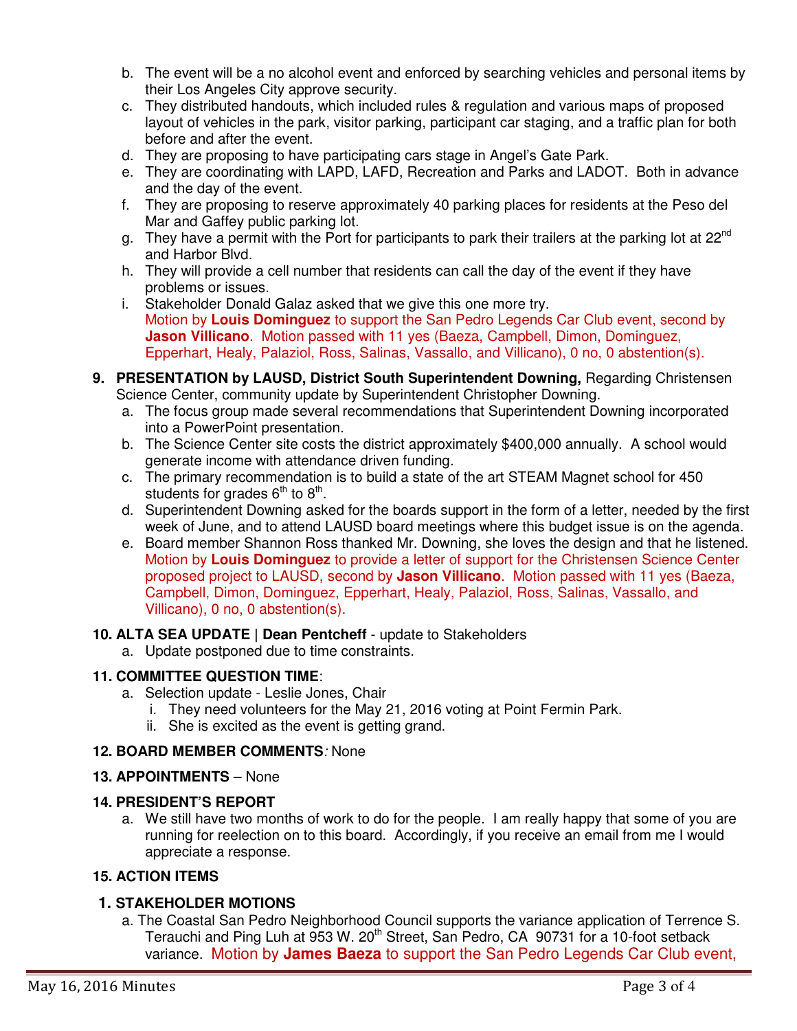b. The event will be a no alcohol event and enforced by searching vehicles and personal items by their Los Angeles City approve security.
c. They distributed handouts, which included rules & regulation and various maps of proposed layout of vehicles in the park, visitor parking, participant car staging, and a traffic plan for both before and after the event.
d. They are proposing to have participating cars stage in Angel's Gate Park.
e. They are coordinating with LAPD, LAFD, Recreation and Parks and LADOT. Both in advance and the day of the event.
f. They are proposing to reserve approximately 40 parking places for residents at the Peso del Mar and Gaffey public parking lot.
g. They have a permit with the Port for participants to park their trailers at the parking lot at 22nd and Harbor Blvd.
h. They will provide a cell number that residents can call the day of the event if they have problems or issues.
i. Stakeholder Donald Galaz asked that we give this one more try.
Motion by **Louis Dominguez** to support the San Pedro Legends Car Club event, second by **Jason Villicano**. Motion passed with 11 yes (Baeza, Campbell, Dimon, Dominguez, Epperhart, Healy, Palaziol, Ross, Salinas, Vassallo, and Villicano), 0 no, 0 abstention(s).

**9. PRESENTATION by LAUSD, District South Superintendent Downing,** Regarding Christensen Science Center, community update by Superintendent Christopher Downing.

a. The focus group made several recommendations that Superintendent Downing incorporated into a PowerPoint presentation.
b. The Science Center site costs the district approximately $400,000 annually. A school would generate income with attendance driven funding.
c. The primary recommendation is to build a state of the art STEAM Magnet school for 450 students for grades 6th to 8th.
d. Superintendent Downing asked for the boards support in the form of a letter, needed by the first week of June, and to attend LAUSD board meetings where this budget issue is on the agenda.
e. Board member Shannon Ross thanked Mr. Downing, she loves the design and that he listened.
Motion by **Louis Dominguez** to provide a letter of support for the Christensen Science Center proposed project to LAUSD, second by **Jason Villicano**. Motion passed with 11 yes (Baeza, Campbell, Dimon, Dominguez, Epperhart, Healy, Palaziol, Ross, Salinas, Vassallo, and Villicano), 0 no, 0 abstention(s).

**10. ALTA SEA UPDATE | Dean Pentcheff** - update to Stakeholders

a. Update postponed due to time constraints.

**11. COMMITTEE QUESTION TIME**:

a. Selection update - Leslie Jones, Chair
   i. They need volunteers for the May 21, 2016 voting at Point Fermin Park.
   ii. She is excited as the event is getting grand.

**12. BOARD MEMBER COMMENTS***:* None

**13. APPOINTMENTS** – None

**14. PRESIDENT'S REPORT**

a. We still have two months of work to do for the people. I am really happy that some of you are running for reelection on to this board. Accordingly, if you receive an email from me I would appreciate a response.

**15. ACTION ITEMS**

**1. STAKEHOLDER MOTIONS**

a. The Coastal San Pedro Neighborhood Council supports the variance application of Terrence S. Terauchi and Ping Luh at 953 W. 20th Street, San Pedro, CA 90731 for a 10-foot setback variance. Motion by **James Baeza** to support the San Pedro Legends Car Club event,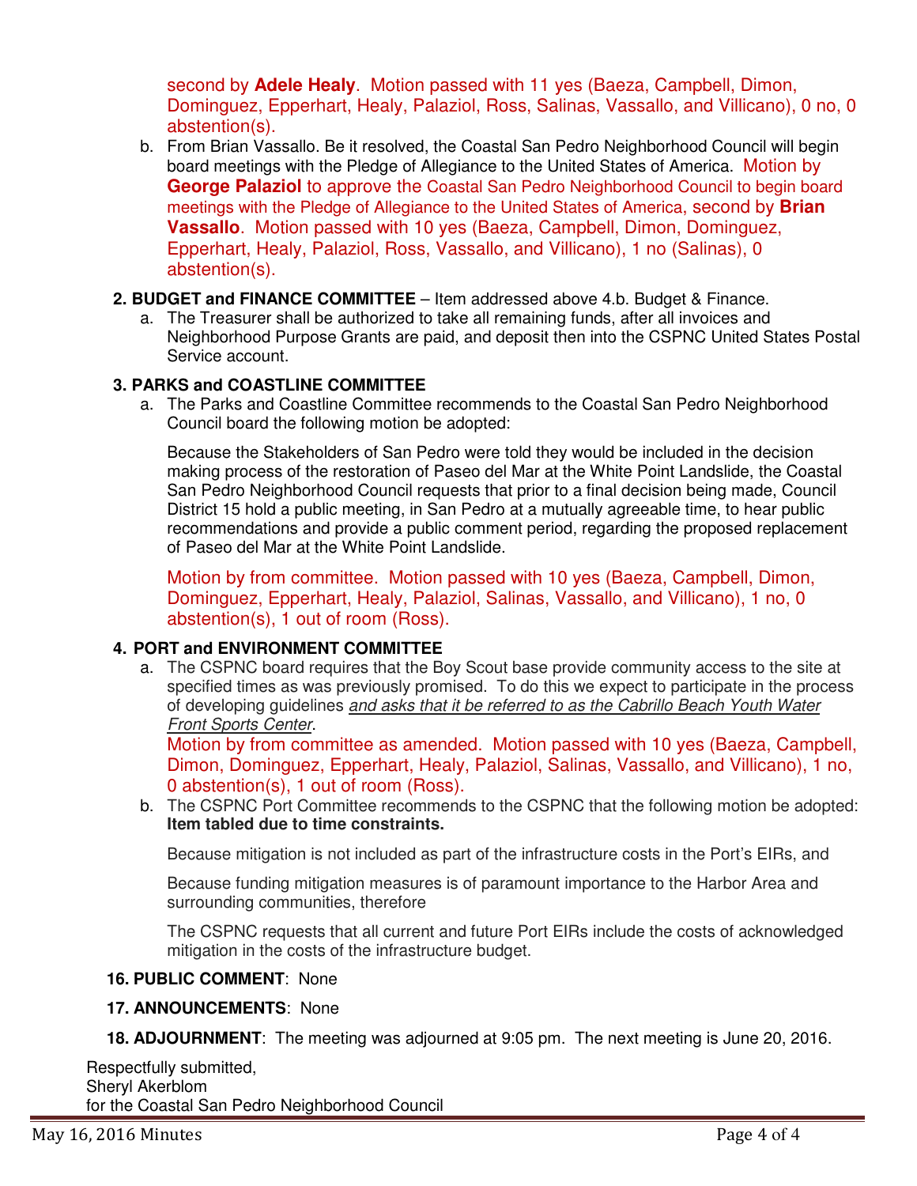second by **Adele Healy**. Motion passed with 11 yes (Baeza, Campbell, Dimon, Dominguez, Epperhart, Healy, Palaziol, Ross, Salinas, Vassallo, and Villicano), 0 no, 0 abstention(s).

b. From Brian Vassallo. Be it resolved, the Coastal San Pedro Neighborhood Council will begin board meetings with the Pledge of Allegiance to the United States of America. Motion by **George Palaziol** to approve the Coastal San Pedro Neighborhood Council to begin board meetings with the Pledge of Allegiance to the United States of America, second by **Brian Vassallo**. Motion passed with 10 yes (Baeza, Campbell, Dimon, Dominguez, Epperhart, Healy, Palaziol, Ross, Vassallo, and Villicano), 1 no (Salinas), 0 abstention(s).

**2. BUDGET and FINANCE COMMITTEE** – Item addressed above 4.b. Budget & Finance.

a. The Treasurer shall be authorized to take all remaining funds, after all invoices and Neighborhood Purpose Grants are paid, and deposit then into the CSPNC United States Postal Service account.

**3. PARKS and COASTLINE COMMITTEE**

a. The Parks and Coastline Committee recommends to the Coastal San Pedro Neighborhood Council board the following motion be adopted:

Because the Stakeholders of San Pedro were told they would be included in the decision making process of the restoration of Paseo del Mar at the White Point Landslide, the Coastal San Pedro Neighborhood Council requests that prior to a final decision being made, Council District 15 hold a public meeting, in San Pedro at a mutually agreeable time, to hear public recommendations and provide a public comment period, regarding the proposed replacement of Paseo del Mar at the White Point Landslide.

Motion by from committee. Motion passed with 10 yes (Baeza, Campbell, Dimon, Dominguez, Epperhart, Healy, Palaziol, Salinas, Vassallo, and Villicano), 1 no, 0 abstention(s), 1 out of room (Ross).

**4. PORT and ENVIRONMENT COMMITTEE**

a. The CSPNC board requires that the Boy Scout base provide community access to the site at specified times as was previously promised. To do this we expect to participate in the process of developing guidelines *and asks that it be referred to as the Cabrillo Beach Youth Water Front Sports Center*.

Motion by from committee as amended. Motion passed with 10 yes (Baeza, Campbell, Dimon, Dominguez, Epperhart, Healy, Palaziol, Salinas, Vassallo, and Villicano), 1 no, 0 abstention(s), 1 out of room (Ross).

b. The CSPNC Port Committee recommends to the CSPNC that the following motion be adopted: **Item tabled due to time constraints.**

Because mitigation is not included as part of the infrastructure costs in the Port's EIRs, and

Because funding mitigation measures is of paramount importance to the Harbor Area and surrounding communities, therefore

The CSPNC requests that all current and future Port EIRs include the costs of acknowledged mitigation in the costs of the infrastructure budget.

**16. PUBLIC COMMENT**: None

**17. ANNOUNCEMENTS**: None

**18. ADJOURNMENT**: The meeting was adjourned at 9:05 pm. The next meeting is June 20, 2016.

Respectfully submitted,
Sheryl Akerblom
for the Coastal San Pedro Neighborhood Council